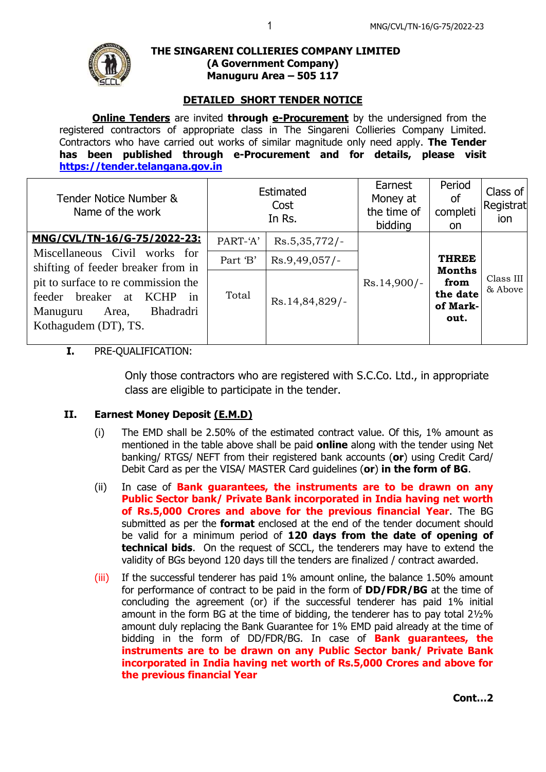**THE SINGARENI COLLIERIES COMPANY LIMITED**
**(A Government Company)**
**Manuguru Area – 505 117**

## DETAILED SHORT TENDER NOTICE

**Online Tenders** are invited **through e-Procurement** by the undersigned from the registered contractors of appropriate class in The Singareni Collieries Company Limited. Contractors who have carried out works of similar magnitude only need apply. **The Tender has been published through e-Procurement and for details, please visit https://tender.telangana.gov.in**

| Tender Notice Number & Name of the work | Estimated Cost In Rs. | | Earnest Money at the time of bidding | Period of completion | Class of Registration |
|---|---|---|---|---|---|
| **MNG/CVL/TN-16/G-75/2022-23:** Miscellaneous Civil works for shifting of feeder breaker from in pit to surface to re commission the feeder breaker at KCHP in Manuguru Area, Bhadradri Kothagudem (DT), TS. | PART-'A' | Rs.5,35,772/- | Rs.14,900/- | **THREE Months from the date of Mark-out.** | Class III & Above |
| | Part 'B' | Rs.9,49,057/- | | | |
| | Total | Rs.14,84,829/- | | | |

**I.** PRE-QUALIFICATION:

Only those contractors who are registered with S.C.Co. Ltd., in appropriate class are eligible to participate in the tender.

**II. Earnest Money Deposit (E.M.D)**

(i) The EMD shall be 2.50% of the estimated contract value. Of this, 1% amount as mentioned in the table above shall be paid **online** along with the tender using Net banking/ RTGS/ NEFT from their registered bank accounts (**or**) using Credit Card/ Debit Card as per the VISA/ MASTER Card guidelines (**or**) **in the form of BG**.

(ii) In case of **Bank guarantees, the instruments are to be drawn on any Public Sector bank/ Private Bank incorporated in India having net worth of Rs.5,000 Crores and above for the previous financial Year**. The BG submitted as per the **format** enclosed at the end of the tender document should be valid for a minimum period of **120 days from the date of opening of technical bids**. On the request of SCCL, the tenderers may have to extend the validity of BGs beyond 120 days till the tenders are finalized / contract awarded.

(iii) If the successful tenderer has paid 1% amount online, the balance 1.50% amount for performance of contract to be paid in the form of **DD/FDR/BG** at the time of concluding the agreement (or) if the successful tenderer has paid 1% initial amount in the form BG at the time of bidding, the tenderer has to pay total 2½% amount duly replacing the Bank Guarantee for 1% EMD paid already at the time of bidding in the form of DD/FDR/BG. In case of **Bank guarantees, the instruments are to be drawn on any Public Sector bank/ Private Bank incorporated in India having net worth of Rs.5,000 Crores and above for the previous financial Year**

**Cont…2**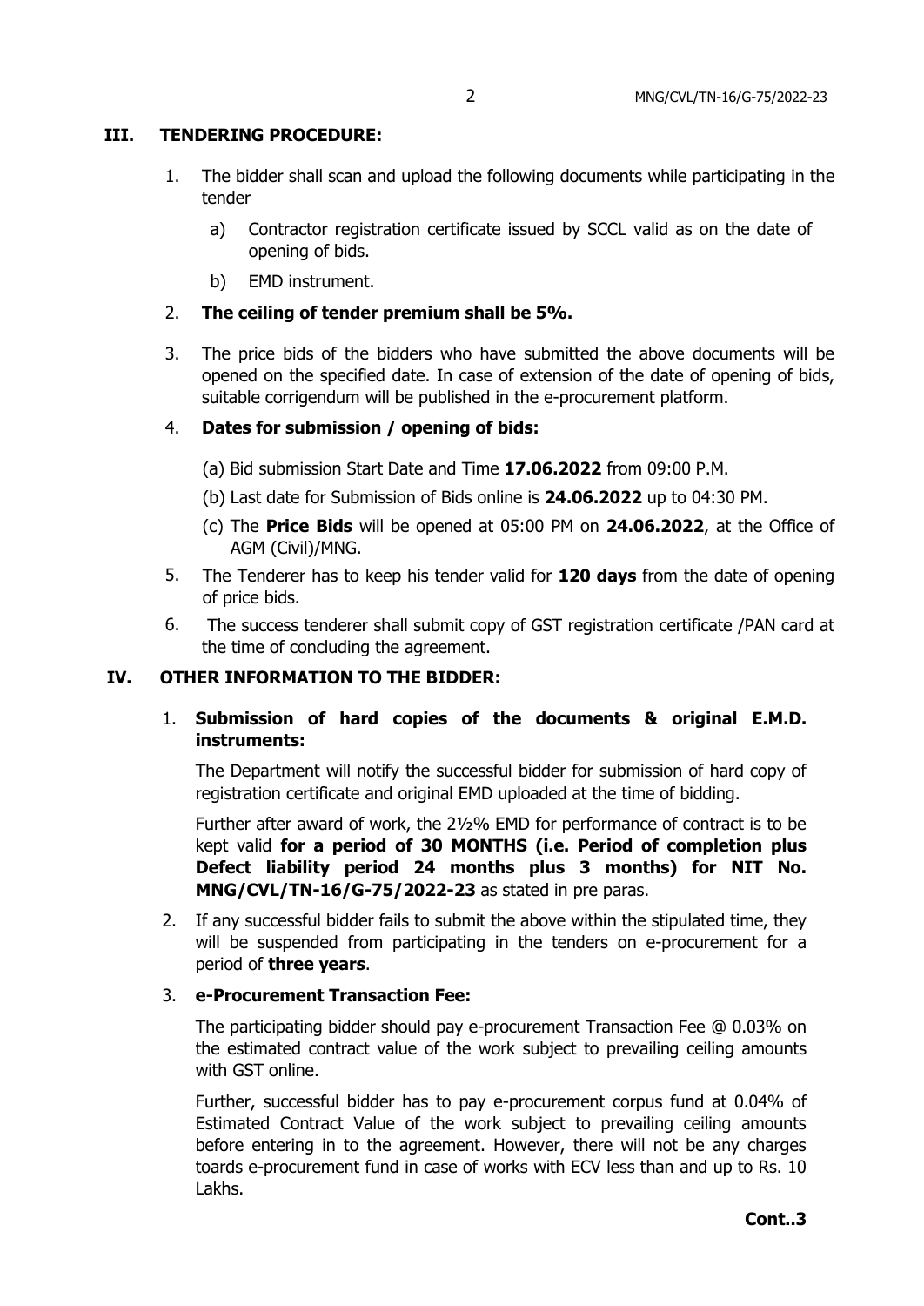## III. TENDERING PROCEDURE:

1. The bidder shall scan and upload the following documents while participating in the tender
   a) Contractor registration certificate issued by SCCL valid as on the date of opening of bids.
   b) EMD instrument.
2. **The ceiling of tender premium shall be 5%.**
3. The price bids of the bidders who have submitted the above documents will be opened on the specified date. In case of extension of the date of opening of bids, suitable corrigendum will be published in the e-procurement platform.
4. **Dates for submission / opening of bids:**
   (a) Bid submission Start Date and Time **17.06.2022** from 09:00 P.M.
   (b) Last date for Submission of Bids online is **24.06.2022** up to 04:30 PM.
   (c) The **Price Bids** will be opened at 05:00 PM on **24.06.2022**, at the Office of AGM (Civil)/MNG.
5. The Tenderer has to keep his tender valid for **120 days** from the date of opening of price bids.
6. The success tenderer shall submit copy of GST registration certificate /PAN card at the time of concluding the agreement.

## IV. OTHER INFORMATION TO THE BIDDER:

1. **Submission of hard copies of the documents & original E.M.D. instruments:**

   The Department will notify the successful bidder for submission of hard copy of registration certificate and original EMD uploaded at the time of bidding.

   Further after award of work, the 2½% EMD for performance of contract is to be kept valid **for a period of 30 MONTHS (i.e. Period of completion plus Defect liability period 24 months plus 3 months) for NIT No. MNG/CVL/TN-16/G-75/2022-23** as stated in pre paras.

2. If any successful bidder fails to submit the above within the stipulated time, they will be suspended from participating in the tenders on e-procurement for a period of **three years**.

3. **e-Procurement Transaction Fee:**

   The participating bidder should pay e-procurement Transaction Fee @ 0.03% on the estimated contract value of the work subject to prevailing ceiling amounts with GST online.

   Further, successful bidder has to pay e-procurement corpus fund at 0.04% of Estimated Contract Value of the work subject to prevailing ceiling amounts before entering in to the agreement. However, there will not be any charges toards e-procurement fund in case of works with ECV less than and up to Rs. 10 Lakhs.

**Cont..3**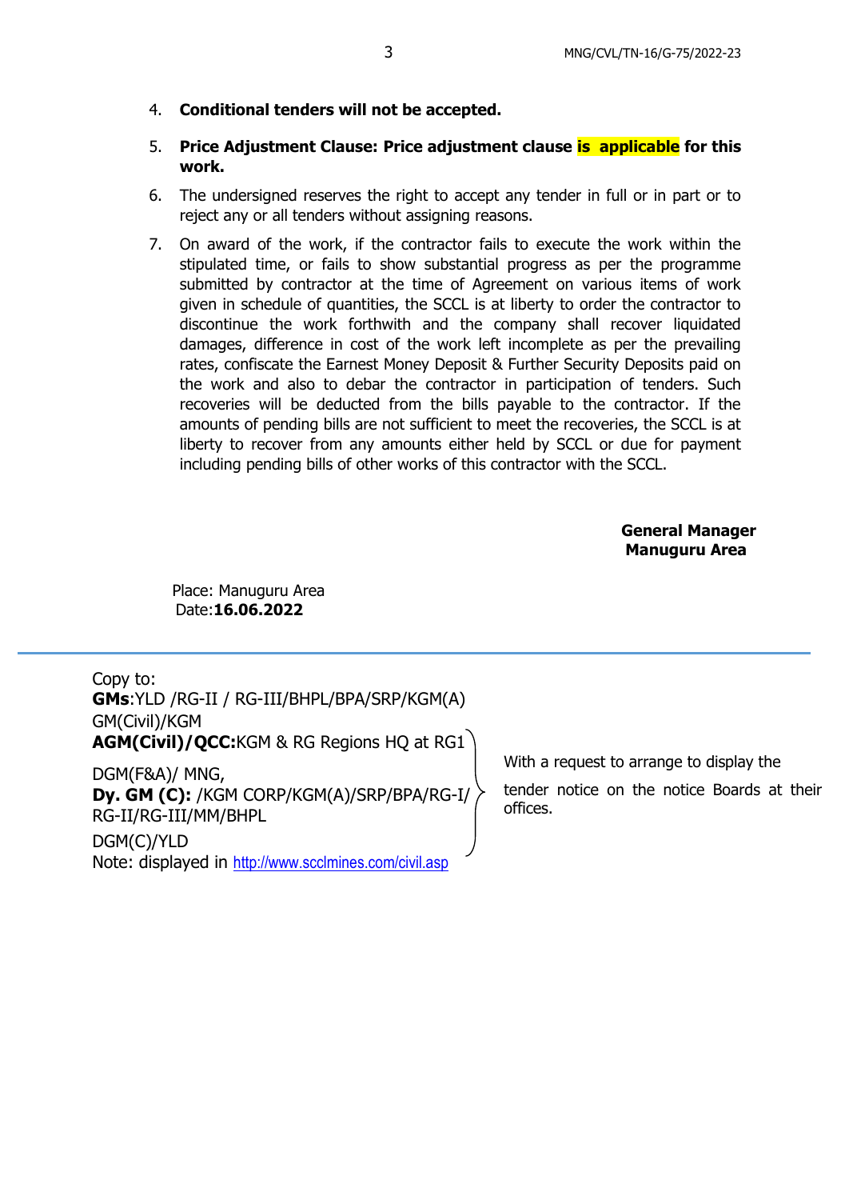4. **Conditional tenders will not be accepted.**

5. **Price Adjustment Clause: Price adjustment clause is applicable for this work.**

6. The undersigned reserves the right to accept any tender in full or in part or to reject any or all tenders without assigning reasons.

7. On award of the work, if the contractor fails to execute the work within the stipulated time, or fails to show substantial progress as per the programme submitted by contractor at the time of Agreement on various items of work given in schedule of quantities, the SCCL is at liberty to order the contractor to discontinue the work forthwith and the company shall recover liquidated damages, difference in cost of the work left incomplete as per the prevailing rates, confiscate the Earnest Money Deposit & Further Security Deposits paid on the work and also to debar the contractor in participation of tenders. Such recoveries will be deducted from the bills payable to the contractor. If the amounts of pending bills are not sufficient to meet the recoveries, the SCCL is at liberty to recover from any amounts either held by SCCL or due for payment including pending bills of other works of this contractor with the SCCL.

**General Manager**
**Manuguru Area**

Place: Manuguru Area
Date:**16.06.2022**

---

Copy to:
**GMs**:YLD /RG-II / RG-III/BHPL/BPA/SRP/KGM(A)
GM(Civil)/KGM
**AGM(Civil)/QCC:**KGM & RG Regions HQ at RG1
DGM(F&A)/ MNG,
**Dy. GM (C):** /KGM CORP/KGM(A)/SRP/BPA/RG-I/ RG-II/RG-III/MM/BHPL
DGM(C)/YLD

With a request to arrange to display the tender notice on the notice Boards at their offices.

Note: displayed in http://www.scclmines.com/civil.asp